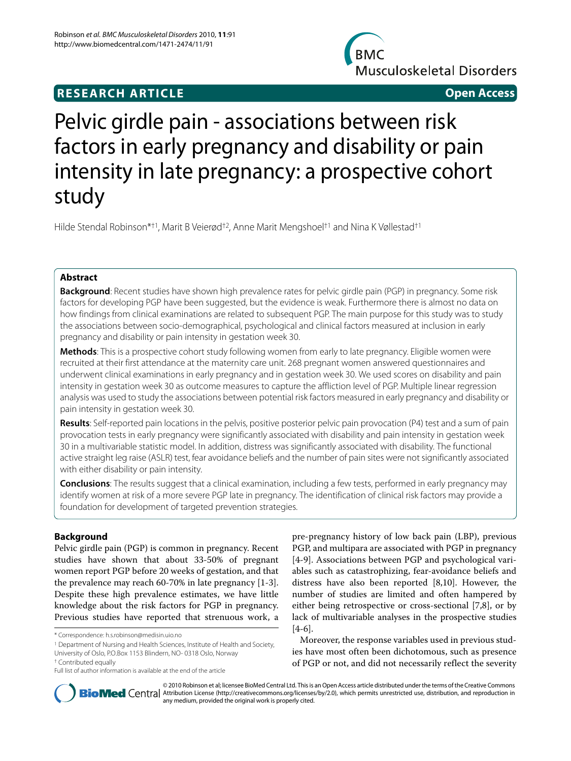**RESEARCH ARTICLE** **Open Access**

# Pelvic girdle pain - associations between risk factors in early pregnancy and disability or pain intensity in late pregnancy: a prospective cohort study

Hilde Stendal Robinson*†1, Marit B Veierød†2, Anne Marit Mengshoel†1 and Nina K Vøllestad†1

## Abstract

**Background**: Recent studies have shown high prevalence rates for pelvic girdle pain (PGP) in pregnancy. Some risk factors for developing PGP have been suggested, but the evidence is weak. Furthermore there is almost no data on how findings from clinical examinations are related to subsequent PGP. The main purpose for this study was to study the associations between socio-demographical, psychological and clinical factors measured at inclusion in early pregnancy and disability or pain intensity in gestation week 30.

**Methods**: This is a prospective cohort study following women from early to late pregnancy. Eligible women were recruited at their first attendance at the maternity care unit. 268 pregnant women answered questionnaires and underwent clinical examinations in early pregnancy and in gestation week 30. We used scores on disability and pain intensity in gestation week 30 as outcome measures to capture the affliction level of PGP. Multiple linear regression analysis was used to study the associations between potential risk factors measured in early pregnancy and disability or pain intensity in gestation week 30.

**Results**: Self-reported pain locations in the pelvis, positive posterior pelvic pain provocation (P4) test and a sum of pain provocation tests in early pregnancy were significantly associated with disability and pain intensity in gestation week 30 in a multivariable statistic model. In addition, distress was significantly associated with disability. The functional active straight leg raise (ASLR) test, fear avoidance beliefs and the number of pain sites were not significantly associated with either disability or pain intensity.

**Conclusions**: The results suggest that a clinical examination, including a few tests, performed in early pregnancy may identify women at risk of a more severe PGP late in pregnancy. The identification of clinical risk factors may provide a foundation for development of targeted prevention strategies.

## Background

Pelvic girdle pain (PGP) is common in pregnancy. Recent studies have shown that about 33-50% of pregnant women report PGP before 20 weeks of gestation, and that the prevalence may reach 60-70% in late pregnancy [1-3]. Despite these high prevalence estimates, we have little knowledge about the risk factors for PGP in pregnancy. Previous studies have reported that strenuous work, a pre-pregnancy history of low back pain (LBP), previous PGP, and multipara are associated with PGP in pregnancy [4-9]. Associations between PGP and psychological variables such as catastrophizing, fear-avoidance beliefs and distress have also been reported [8,10]. However, the number of studies are limited and often hampered by either being retrospective or cross-sectional [7,8], or by lack of multivariable analyses in the prospective studies [4-6].

Moreover, the response variables used in previous studies have most often been dichotomous, such as presence of PGP or not, and did not necessarily reflect the severity

* Correspondence: h.s.robinson@medisin.uio.no

1 Department of Nursing and Health Sciences, Institute of Health and Society, University of Oslo, P.O.Box 1153 Blindern, NO- 0318 Oslo, Norway

† Contributed equally

Full list of author information is available at the end of the article

© 2010 Robinson et al; licensee BioMed Central Ltd. This is an Open Access article distributed under the terms of the Creative Commons Attribution License (http://creativecommons.org/licenses/by/2.0), which permits unrestricted use, distribution, and reproduction in any medium, provided the original work is properly cited.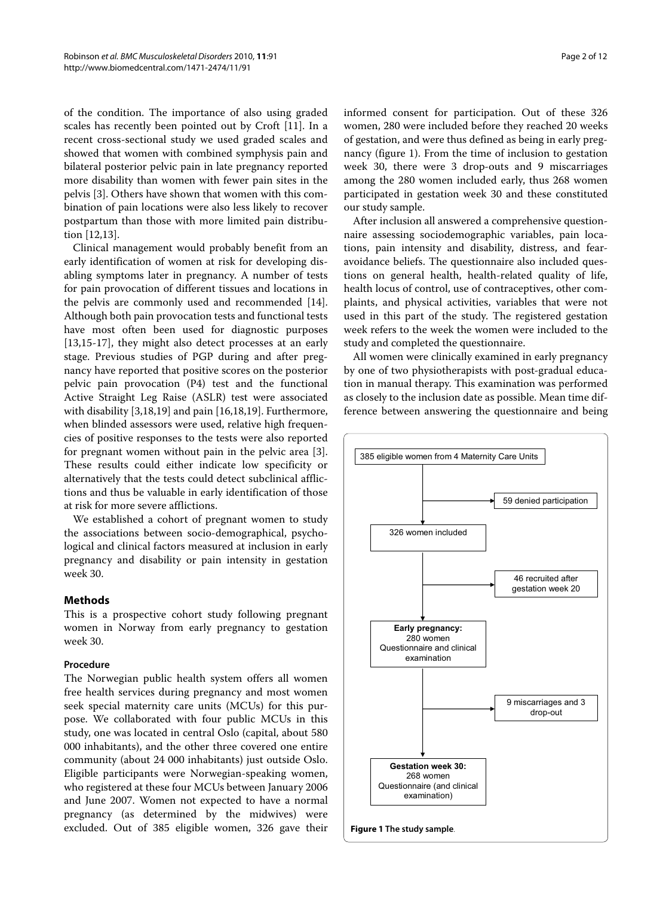of the condition. The importance of also using graded scales has recently been pointed out by Croft [11]. In a recent cross-sectional study we used graded scales and showed that women with combined symphysis pain and bilateral posterior pelvic pain in late pregnancy reported more disability than women with fewer pain sites in the pelvis [3]. Others have shown that women with this combination of pain locations were also less likely to recover postpartum than those with more limited pain distribution [12,13].

Clinical management would probably benefit from an early identification of women at risk for developing disabling symptoms later in pregnancy. A number of tests for pain provocation of different tissues and locations in the pelvis are commonly used and recommended [14]. Although both pain provocation tests and functional tests have most often been used for diagnostic purposes [13,15-17], they might also detect processes at an early stage. Previous studies of PGP during and after pregnancy have reported that positive scores on the posterior pelvic pain provocation (P4) test and the functional Active Straight Leg Raise (ASLR) test were associated with disability [3,18,19] and pain [16,18,19]. Furthermore, when blinded assessors were used, relative high frequencies of positive responses to the tests were also reported for pregnant women without pain in the pelvic area [3]. These results could either indicate low specificity or alternatively that the tests could detect subclinical afflictions and thus be valuable in early identification of those at risk for more severe afflictions.

We established a cohort of pregnant women to study the associations between socio-demographical, psychological and clinical factors measured at inclusion in early pregnancy and disability or pain intensity in gestation week 30.

## Methods

This is a prospective cohort study following pregnant women in Norway from early pregnancy to gestation week 30.

### Procedure

The Norwegian public health system offers all women free health services during pregnancy and most women seek special maternity care units (MCUs) for this purpose. We collaborated with four public MCUs in this study, one was located in central Oslo (capital, about 580 000 inhabitants), and the other three covered one entire community (about 24 000 inhabitants) just outside Oslo. Eligible participants were Norwegian-speaking women, who registered at these four MCUs between January 2006 and June 2007. Women not expected to have a normal pregnancy (as determined by the midwives) were excluded. Out of 385 eligible women, 326 gave their informed consent for participation. Out of these 326 women, 280 were included before they reached 20 weeks of gestation, and were thus defined as being in early pregnancy (figure 1). From the time of inclusion to gestation week 30, there were 3 drop-outs and 9 miscarriages among the 280 women included early, thus 268 women participated in gestation week 30 and these constituted our study sample.

After inclusion all answered a comprehensive questionnaire assessing sociodemographic variables, pain locations, pain intensity and disability, distress, and fear-avoidance beliefs. The questionnaire also included questions on general health, health-related quality of life, health locus of control, use of contraceptives, other complaints, and physical activities, variables that were not used in this part of the study. The registered gestation week refers to the week the women were included to the study and completed the questionnaire.

All women were clinically examined in early pregnancy by one of two physiotherapists with post-gradual education in manual therapy. This examination was performed as closely to the inclusion date as possible. Mean time difference between answering the questionnaire and being

385 eligible women from 4 Maternity Care Units
→ 59 denied participation
326 women included
→ 46 recruited after gestation week 20
**Early pregnancy:** 280 women Questionnaire and clinical examination
→ 9 miscarriages and 3 drop-out
**Gestation week 30:** 268 women Questionnaire (and clinical examination)

**Figure 1 The study sample**.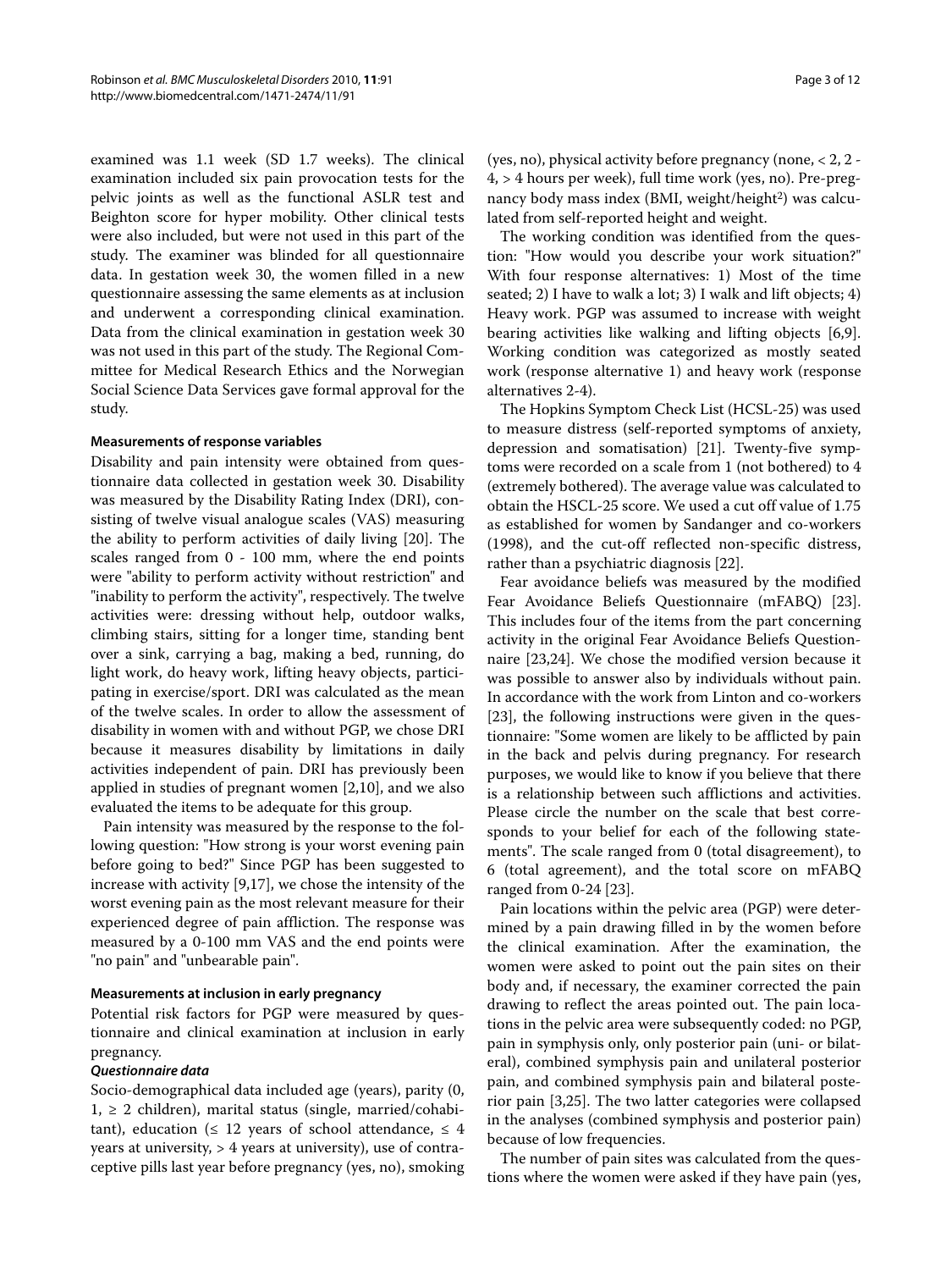examined was 1.1 week (SD 1.7 weeks). The clinical examination included six pain provocation tests for the pelvic joints as well as the functional ASLR test and Beighton score for hyper mobility. Other clinical tests were also included, but were not used in this part of the study. The examiner was blinded for all questionnaire data. In gestation week 30, the women filled in a new questionnaire assessing the same elements as at inclusion and underwent a corresponding clinical examination. Data from the clinical examination in gestation week 30 was not used in this part of the study. The Regional Committee for Medical Research Ethics and the Norwegian Social Science Data Services gave formal approval for the study.

#### Measurements of response variables

Disability and pain intensity were obtained from questionnaire data collected in gestation week 30. Disability was measured by the Disability Rating Index (DRI), consisting of twelve visual analogue scales (VAS) measuring the ability to perform activities of daily living [20]. The scales ranged from 0 - 100 mm, where the end points were "ability to perform activity without restriction" and "inability to perform the activity", respectively. The twelve activities were: dressing without help, outdoor walks, climbing stairs, sitting for a longer time, standing bent over a sink, carrying a bag, making a bed, running, do light work, do heavy work, lifting heavy objects, participating in exercise/sport. DRI was calculated as the mean of the twelve scales. In order to allow the assessment of disability in women with and without PGP, we chose DRI because it measures disability by limitations in daily activities independent of pain. DRI has previously been applied in studies of pregnant women [2,10], and we also evaluated the items to be adequate for this group.

Pain intensity was measured by the response to the following question: "How strong is your worst evening pain before going to bed?" Since PGP has been suggested to increase with activity [9,17], we chose the intensity of the worst evening pain as the most relevant measure for their experienced degree of pain affliction. The response was measured by a 0-100 mm VAS and the end points were "no pain" and "unbearable pain".

#### Measurements at inclusion in early pregnancy

Potential risk factors for PGP were measured by questionnaire and clinical examination at inclusion in early pregnancy.

##### *Questionnaire data*

Socio-demographical data included age (years), parity (0, 1, ≥ 2 children), marital status (single, married/cohabitant), education (≤ 12 years of school attendance, ≤ 4 years at university, > 4 years at university), use of contraceptive pills last year before pregnancy (yes, no), smoking (yes, no), physical activity before pregnancy (none, < 2, 2 - 4, > 4 hours per week), full time work (yes, no). Pre-pregnancy body mass index (BMI, weight/height$^2$) was calculated from self-reported height and weight.

The working condition was identified from the question: "How would you describe your work situation?" With four response alternatives: 1) Most of the time seated; 2) I have to walk a lot; 3) I walk and lift objects; 4) Heavy work. PGP was assumed to increase with weight bearing activities like walking and lifting objects [6,9]. Working condition was categorized as mostly seated work (response alternative 1) and heavy work (response alternatives 2-4).

The Hopkins Symptom Check List (HCSL-25) was used to measure distress (self-reported symptoms of anxiety, depression and somatisation) [21]. Twenty-five symptoms were recorded on a scale from 1 (not bothered) to 4 (extremely bothered). The average value was calculated to obtain the HSCL-25 score. We used a cut off value of 1.75 as established for women by Sandanger and co-workers (1998), and the cut-off reflected non-specific distress, rather than a psychiatric diagnosis [22].

Fear avoidance beliefs was measured by the modified Fear Avoidance Beliefs Questionnaire (mFABQ) [23]. This includes four of the items from the part concerning activity in the original Fear Avoidance Beliefs Questionnaire [23,24]. We chose the modified version because it was possible to answer also by individuals without pain. In accordance with the work from Linton and co-workers [23], the following instructions were given in the questionnaire: "Some women are likely to be afflicted by pain in the back and pelvis during pregnancy. For research purposes, we would like to know if you believe that there is a relationship between such afflictions and activities. Please circle the number on the scale that best corresponds to your belief for each of the following statements". The scale ranged from 0 (total disagreement), to 6 (total agreement), and the total score on mFABQ ranged from 0-24 [23].

Pain locations within the pelvic area (PGP) were determined by a pain drawing filled in by the women before the clinical examination. After the examination, the women were asked to point out the pain sites on their body and, if necessary, the examiner corrected the pain drawing to reflect the areas pointed out. The pain locations in the pelvic area were subsequently coded: no PGP, pain in symphysis only, only posterior pain (uni- or bilateral), combined symphysis pain and unilateral posterior pain, and combined symphysis pain and bilateral posterior pain [3,25]. The two latter categories were collapsed in the analyses (combined symphysis and posterior pain) because of low frequencies.

The number of pain sites was calculated from the questions where the women were asked if they have pain (yes,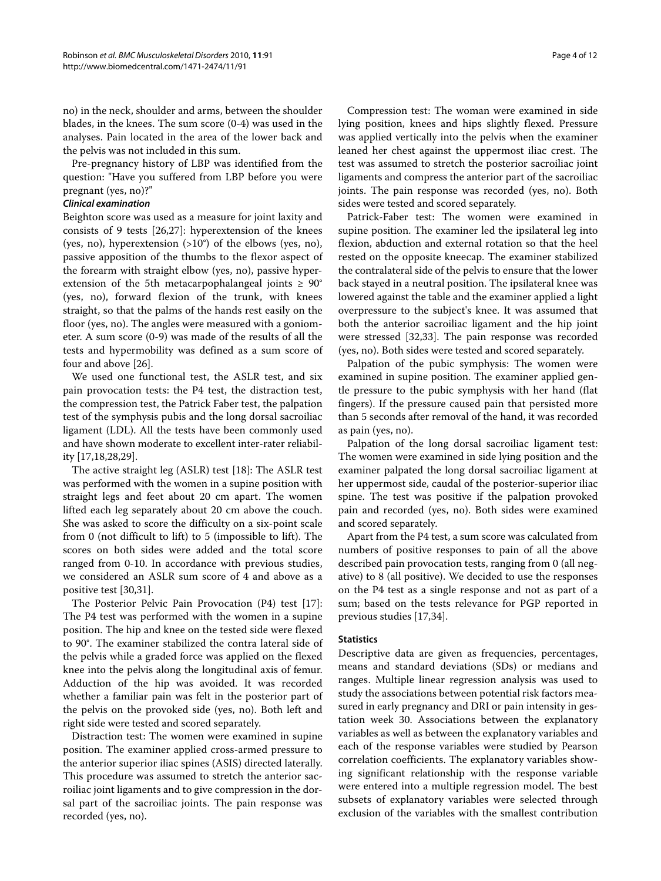no) in the neck, shoulder and arms, between the shoulder blades, in the knees. The sum score (0-4) was used in the analyses. Pain located in the area of the lower back and the pelvis was not included in this sum.

Pre-pregnancy history of LBP was identified from the question: "Have you suffered from LBP before you were pregnant (yes, no)?"

#### *Clinical examination*

Beighton score was used as a measure for joint laxity and consists of 9 tests [26,27]: hyperextension of the knees (yes, no), hyperextension (>10°) of the elbows (yes, no), passive apposition of the thumbs to the flexor aspect of the forearm with straight elbow (yes, no), passive hyperextension of the 5th metacarpophalangeal joints ≥ 90° (yes, no), forward flexion of the trunk, with knees straight, so that the palms of the hands rest easily on the floor (yes, no). The angles were measured with a goniometer. A sum score (0-9) was made of the results of all the tests and hypermobility was defined as a sum score of four and above [26].

We used one functional test, the ASLR test, and six pain provocation tests: the P4 test, the distraction test, the compression test, the Patrick Faber test, the palpation test of the symphysis pubis and the long dorsal sacroiliac ligament (LDL). All the tests have been commonly used and have shown moderate to excellent inter-rater reliability [17,18,28,29].

The active straight leg (ASLR) test [18]: The ASLR test was performed with the women in a supine position with straight legs and feet about 20 cm apart. The women lifted each leg separately about 20 cm above the couch. She was asked to score the difficulty on a six-point scale from 0 (not difficult to lift) to 5 (impossible to lift). The scores on both sides were added and the total score ranged from 0-10. In accordance with previous studies, we considered an ASLR sum score of 4 and above as a positive test [30,31].

The Posterior Pelvic Pain Provocation (P4) test [17]: The P4 test was performed with the women in a supine position. The hip and knee on the tested side were flexed to 90°. The examiner stabilized the contra lateral side of the pelvis while a graded force was applied on the flexed knee into the pelvis along the longitudinal axis of femur. Adduction of the hip was avoided. It was recorded whether a familiar pain was felt in the posterior part of the pelvis on the provoked side (yes, no). Both left and right side were tested and scored separately.

Distraction test: The women were examined in supine position. The examiner applied cross-armed pressure to the anterior superior iliac spines (ASIS) directed laterally. This procedure was assumed to stretch the anterior sacroiliac joint ligaments and to give compression in the dorsal part of the sacroiliac joints. The pain response was recorded (yes, no).

Compression test: The woman were examined in side lying position, knees and hips slightly flexed. Pressure was applied vertically into the pelvis when the examiner leaned her chest against the uppermost iliac crest. The test was assumed to stretch the posterior sacroiliac joint ligaments and compress the anterior part of the sacroiliac joints. The pain response was recorded (yes, no). Both sides were tested and scored separately.

Patrick-Faber test: The women were examined in supine position. The examiner led the ipsilateral leg into flexion, abduction and external rotation so that the heel rested on the opposite kneecap. The examiner stabilized the contralateral side of the pelvis to ensure that the lower back stayed in a neutral position. The ipsilateral knee was lowered against the table and the examiner applied a light overpressure to the subject's knee. It was assumed that both the anterior sacroiliac ligament and the hip joint were stressed [32,33]. The pain response was recorded (yes, no). Both sides were tested and scored separately.

Palpation of the pubic symphysis: The women were examined in supine position. The examiner applied gentle pressure to the pubic symphysis with her hand (flat fingers). If the pressure caused pain that persisted more than 5 seconds after removal of the hand, it was recorded as pain (yes, no).

Palpation of the long dorsal sacroiliac ligament test: The women were examined in side lying position and the examiner palpated the long dorsal sacroiliac ligament at her uppermost side, caudal of the posterior-superior iliac spine. The test was positive if the palpation provoked pain and recorded (yes, no). Both sides were examined and scored separately.

Apart from the P4 test, a sum score was calculated from numbers of positive responses to pain of all the above described pain provocation tests, ranging from 0 (all negative) to 8 (all positive). We decided to use the responses on the P4 test as a single response and not as part of a sum; based on the tests relevance for PGP reported in previous studies [17,34].

### Statistics

Descriptive data are given as frequencies, percentages, means and standard deviations (SDs) or medians and ranges. Multiple linear regression analysis was used to study the associations between potential risk factors measured in early pregnancy and DRI or pain intensity in gestation week 30. Associations between the explanatory variables as well as between the explanatory variables and each of the response variables were studied by Pearson correlation coefficients. The explanatory variables showing significant relationship with the response variable were entered into a multiple regression model. The best subsets of explanatory variables were selected through exclusion of the variables with the smallest contribution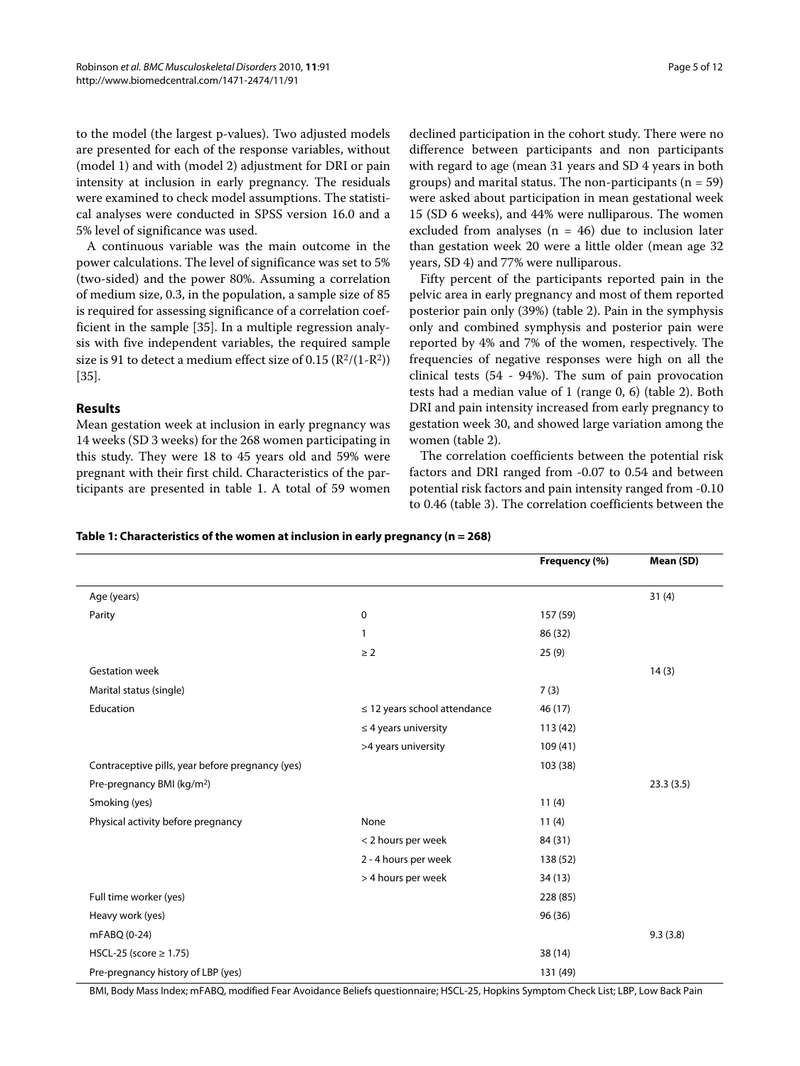to the model (the largest p-values). Two adjusted models are presented for each of the response variables, without (model 1) and with (model 2) adjustment for DRI or pain intensity at inclusion in early pregnancy. The residuals were examined to check model assumptions. The statistical analyses were conducted in SPSS version 16.0 and a 5% level of significance was used.

A continuous variable was the main outcome in the power calculations. The level of significance was set to 5% (two-sided) and the power 80%. Assuming a correlation of medium size, 0.3, in the population, a sample size of 85 is required for assessing significance of a correlation coefficient in the sample [35]. In a multiple regression analysis with five independent variables, the required sample size is 91 to detect a medium effect size of 0.15 ($R^2/(1-R^2)$) [35].

## Results

Mean gestation week at inclusion in early pregnancy was 14 weeks (SD 3 weeks) for the 268 women participating in this study. They were 18 to 45 years old and 59% were pregnant with their first child. Characteristics of the participants are presented in table 1. A total of 59 women declined participation in the cohort study. There were no difference between participants and non participants with regard to age (mean 31 years and SD 4 years in both groups) and marital status. The non-participants (n = 59) were asked about participation in mean gestational week 15 (SD 6 weeks), and 44% were nulliparous. The women excluded from analyses (n = 46) due to inclusion later than gestation week 20 were a little older (mean age 32 years, SD 4) and 77% were nulliparous.

Fifty percent of the participants reported pain in the pelvic area in early pregnancy and most of them reported posterior pain only (39%) (table 2). Pain in the symphysis only and combined symphysis and posterior pain were reported by 4% and 7% of the women, respectively. The frequencies of negative responses were high on all the clinical tests (54 - 94%). The sum of pain provocation tests had a median value of 1 (range 0, 6) (table 2). Both DRI and pain intensity increased from early pregnancy to gestation week 30, and showed large variation among the women (table 2).

The correlation coefficients between the potential risk factors and DRI ranged from -0.07 to 0.54 and between potential risk factors and pain intensity ranged from -0.10 to 0.46 (table 3). The correlation coefficients between the

**Table 1: Characteristics of the women at inclusion in early pregnancy (n = 268)**

| | | Frequency (%) | Mean (SD) |
|---|---|---|---|
| Age (years) | | | 31 (4) |
| Parity | 0 | 157 (59) | |
| | 1 | 86 (32) | |
| | ≥ 2 | 25 (9) | |
| Gestation week | | | 14 (3) |
| Marital status (single) | | 7 (3) | |
| Education | ≤ 12 years school attendance | 46 (17) | |
| | ≤ 4 years university | 113 (42) | |
| | >4 years university | 109 (41) | |
| Contraceptive pills, year before pregnancy (yes) | | 103 (38) | |
| Pre-pregnancy BMI (kg/m²) | | | 23.3 (3.5) |
| Smoking (yes) | | 11 (4) | |
| Physical activity before pregnancy | None | 11 (4) | |
| | < 2 hours per week | 84 (31) | |
| | 2 - 4 hours per week | 138 (52) | |
| | > 4 hours per week | 34 (13) | |
| Full time worker (yes) | | 228 (85) | |
| Heavy work (yes) | | 96 (36) | |
| mFABQ (0-24) | | | 9.3 (3.8) |
| HSCL-25 (score ≥ 1.75) | | 38 (14) | |
| Pre-pregnancy history of LBP (yes) | | 131 (49) | |

BMI, Body Mass Index; mFABQ, modified Fear Avoidance Beliefs questionnaire; HSCL-25, Hopkins Symptom Check List; LBP, Low Back Pain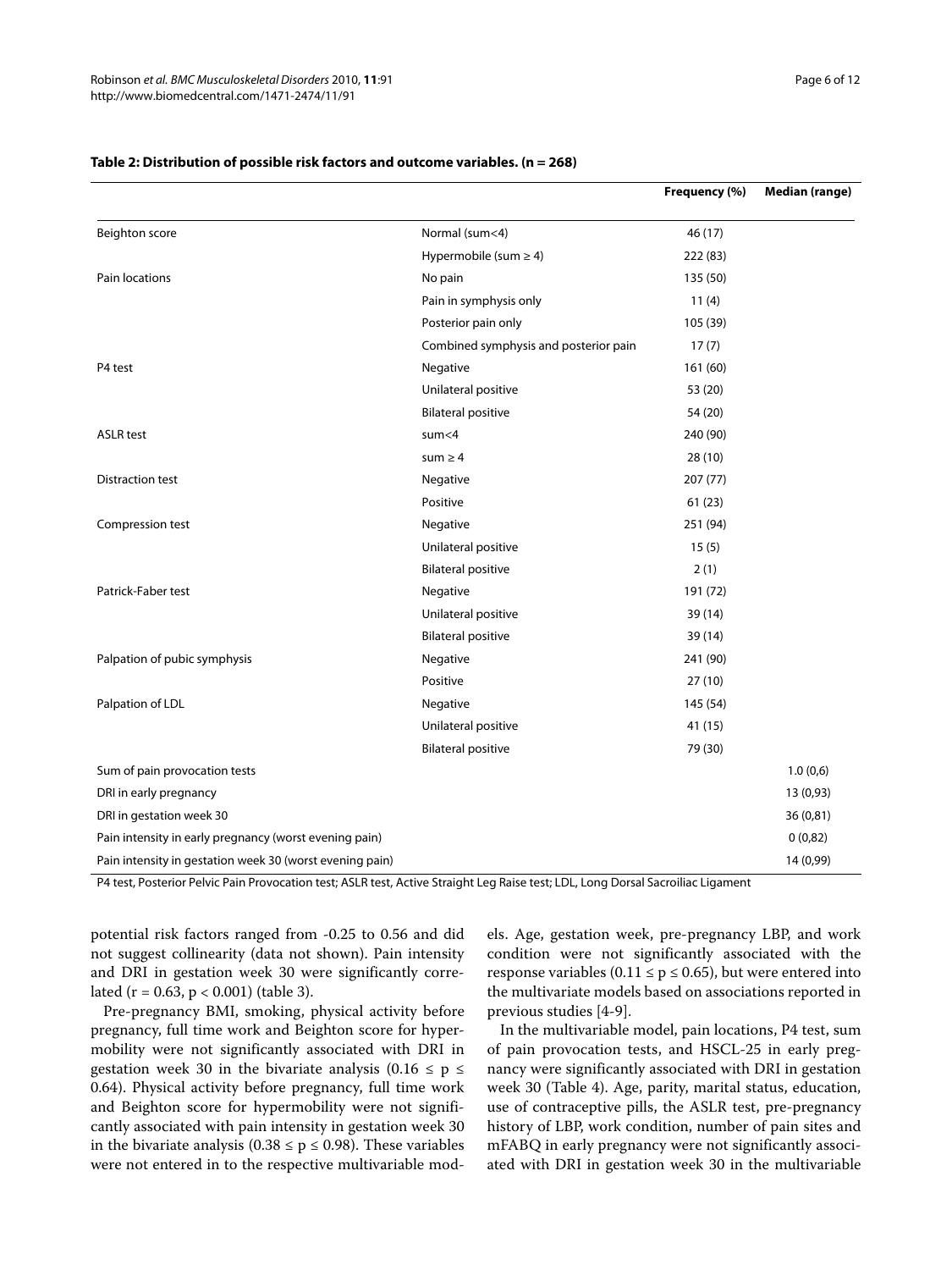**Table 2: Distribution of possible risk factors and outcome variables. (n = 268)**

| | | Frequency (%) | Median (range) |
|---|---|---|---|
| Beighton score | Normal (sum<4) | 46 (17) | |
| | Hypermobile (sum ≥ 4) | 222 (83) | |
| Pain locations | No pain | 135 (50) | |
| | Pain in symphysis only | 11 (4) | |
| | Posterior pain only | 105 (39) | |
| | Combined symphysis and posterior pain | 17 (7) | |
| P4 test | Negative | 161 (60) | |
| | Unilateral positive | 53 (20) | |
| | Bilateral positive | 54 (20) | |
| ASLR test | sum<4 | 240 (90) | |
| | sum ≥ 4 | 28 (10) | |
| Distraction test | Negative | 207 (77) | |
| | Positive | 61 (23) | |
| Compression test | Negative | 251 (94) | |
| | Unilateral positive | 15 (5) | |
| | Bilateral positive | 2 (1) | |
| Patrick-Faber test | Negative | 191 (72) | |
| | Unilateral positive | 39 (14) | |
| | Bilateral positive | 39 (14) | |
| Palpation of pubic symphysis | Negative | 241 (90) | |
| | Positive | 27 (10) | |
| Palpation of LDL | Negative | 145 (54) | |
| | Unilateral positive | 41 (15) | |
| | Bilateral positive | 79 (30) | |
| Sum of pain provocation tests | | | 1.0 (0,6) |
| DRI in early pregnancy | | | 13 (0,93) |
| DRI in gestation week 30 | | | 36 (0,81) |
| Pain intensity in early pregnancy (worst evening pain) | | | 0 (0,82) |
| Pain intensity in gestation week 30 (worst evening pain) | | | 14 (0,99) |

P4 test, Posterior Pelvic Pain Provocation test; ASLR test, Active Straight Leg Raise test; LDL, Long Dorsal Sacroiliac Ligament

potential risk factors ranged from -0.25 to 0.56 and did not suggest collinearity (data not shown). Pain intensity and DRI in gestation week 30 were significantly correlated ($r = 0.63$, $p < 0.001$) (table 3).

Pre-pregnancy BMI, smoking, physical activity before pregnancy, full time work and Beighton score for hypermobility were not significantly associated with DRI in gestation week 30 in the bivariate analysis ($0.16 \leq p \leq 0.64$). Physical activity before pregnancy, full time work and Beighton score for hypermobility were not significantly associated with pain intensity in gestation week 30 in the bivariate analysis ($0.38 \leq p \leq 0.98$). These variables were not entered in to the respective multivariable models. Age, gestation week, pre-pregnancy LBP, and work condition were not significantly associated with the response variables ($0.11 \leq p \leq 0.65$), but were entered into the multivariate models based on associations reported in previous studies [4-9].

In the multivariable model, pain locations, P4 test, sum of pain provocation tests, and HSCL-25 in early pregnancy were significantly associated with DRI in gestation week 30 (Table 4). Age, parity, marital status, education, use of contraceptive pills, the ASLR test, pre-pregnancy history of LBP, work condition, number of pain sites and mFABQ in early pregnancy were not significantly associated with DRI in gestation week 30 in the multivariable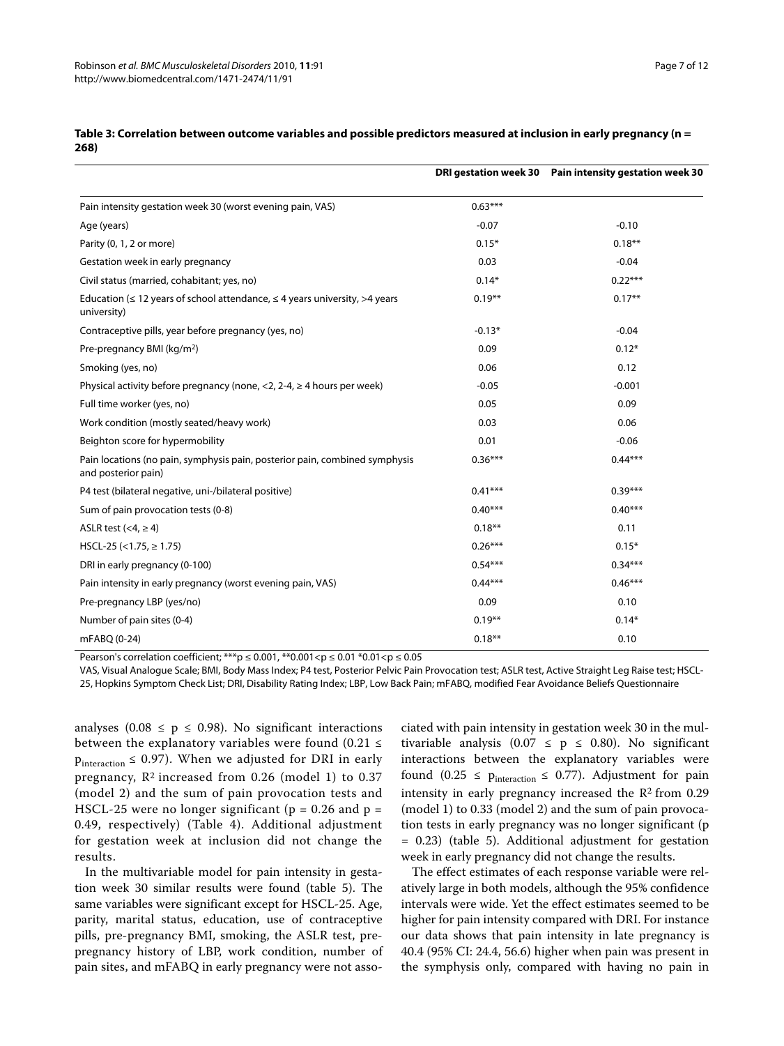**Table 3: Correlation between outcome variables and possible predictors measured at inclusion in early pregnancy (n = 268)**

| | DRI gestation week 30 | Pain intensity gestation week 30 |
|---|---|---|
| Pain intensity gestation week 30 (worst evening pain, VAS) | 0.63*** | |
| Age (years) | -0.07 | -0.10 |
| Parity (0, 1, 2 or more) | 0.15* | 0.18** |
| Gestation week in early pregnancy | 0.03 | -0.04 |
| Civil status (married, cohabitant; yes, no) | 0.14* | 0.22*** |
| Education (≤ 12 years of school attendance, ≤ 4 years university, >4 years university) | 0.19** | 0.17** |
| Contraceptive pills, year before pregnancy (yes, no) | -0.13* | -0.04 |
| Pre-pregnancy BMI (kg/m²) | 0.09 | 0.12* |
| Smoking (yes, no) | 0.06 | 0.12 |
| Physical activity before pregnancy (none, <2, 2-4, ≥ 4 hours per week) | -0.05 | -0.001 |
| Full time worker (yes, no) | 0.05 | 0.09 |
| Work condition (mostly seated/heavy work) | 0.03 | 0.06 |
| Beighton score for hypermobility | 0.01 | -0.06 |
| Pain locations (no pain, symphysis pain, posterior pain, combined symphysis and posterior pain) | 0.36*** | 0.44*** |
| P4 test (bilateral negative, uni-/bilateral positive) | 0.41*** | 0.39*** |
| Sum of pain provocation tests (0-8) | 0.40*** | 0.40*** |
| ASLR test (<4, ≥ 4) | 0.18** | 0.11 |
| HSCL-25 (<1.75, ≥ 1.75) | 0.26*** | 0.15* |
| DRI in early pregnancy (0-100) | 0.54*** | 0.34*** |
| Pain intensity in early pregnancy (worst evening pain, VAS) | 0.44*** | 0.46*** |
| Pre-pregnancy LBP (yes/no) | 0.09 | 0.10 |
| Number of pain sites (0-4) | 0.19** | 0.14* |
| mFABQ (0-24) | 0.18** | 0.10 |

Pearson's correlation coefficient; ***p ≤ 0.001, **0.001<p ≤ 0.01 *0.01<p ≤ 0.05

VAS, Visual Analogue Scale; BMI, Body Mass Index; P4 test, Posterior Pelvic Pain Provocation test; ASLR test, Active Straight Leg Raise test; HSCL-25, Hopkins Symptom Check List; DRI, Disability Rating Index; LBP, Low Back Pain; mFABQ, modified Fear Avoidance Beliefs Questionnaire

analyses ($0.08 \leq p \leq 0.98$). No significant interactions between the explanatory variables were found ($0.21 \leq p_{interaction} \leq 0.97$). When we adjusted for DRI in early pregnancy, $R^2$ increased from 0.26 (model 1) to 0.37 (model 2) and the sum of pain provocation tests and HSCL-25 were no longer significant ($p = 0.26$ and $p = 0.49$, respectively) (Table 4). Additional adjustment for gestation week at inclusion did not change the results.

In the multivariable model for pain intensity in gestation week 30 similar results were found (table 5). The same variables were significant except for HSCL-25. Age, parity, marital status, education, use of contraceptive pills, pre-pregnancy BMI, smoking, the ASLR test, pre-pregnancy history of LBP, work condition, number of pain sites, and mFABQ in early pregnancy were not associated with pain intensity in gestation week 30 in the multivariable analysis ($0.07 \leq p \leq 0.80$). No significant interactions between the explanatory variables were found ($0.25 \leq p_{interaction} \leq 0.77$). Adjustment for pain intensity in early pregnancy increased the $R^2$ from 0.29 (model 1) to 0.33 (model 2) and the sum of pain provocation tests in early pregnancy was no longer significant ($p = 0.23$) (table 5). Additional adjustment for gestation week in early pregnancy did not change the results.

The effect estimates of each response variable were relatively large in both models, although the 95% confidence intervals were wide. Yet the effect estimates seemed to be higher for pain intensity compared with DRI. For instance our data shows that pain intensity in late pregnancy is 40.4 (95% CI: 24.4, 56.6) higher when pain was present in the symphysis only, compared with having no pain in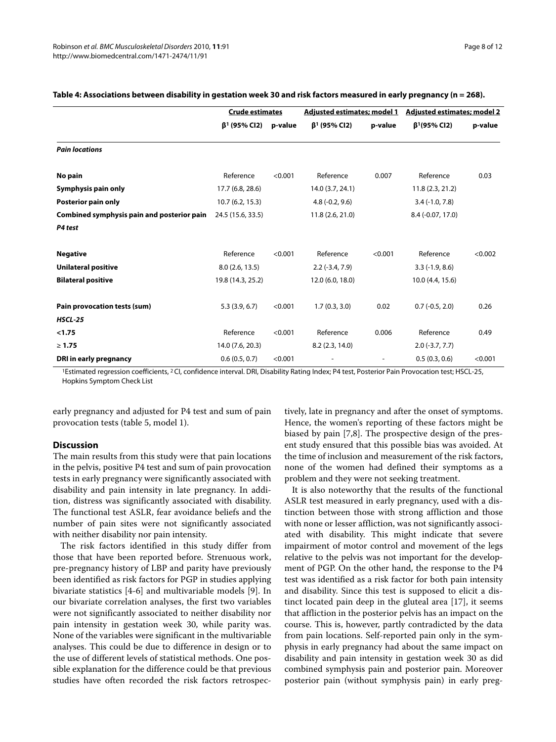**Table 4: Associations between disability in gestation week 30 and risk factors measured in early pregnancy (n = 268).**

| | Crude estimates | | Adjusted estimates; model 1 | | Adjusted estimates; model 2 | |
|---|---|---|---|---|---|---|
| | β[1] (95% CI2) | p-value | β[1] (95% CI2) | p-value | β[1](95% CI2) | p-value |
| ***Pain locations*** | | | | | | |
| **No pain** | Reference | <0.001 | Reference | 0.007 | Reference | 0.03 |
| **Symphysis pain only** | 17.7 (6.8, 28.6) | | 14.0 (3.7, 24.1) | | 11.8 (2.3, 21.2) | |
| **Posterior pain only** | 10.7 (6.2, 15.3) | | 4.8 (-0.2, 9.6) | | 3.4 (-1.0, 7.8) | |
| **Combined symphysis pain and posterior pain** | 24.5 (15.6, 33.5) | | 11.8 (2.6, 21.0) | | 8.4 (-0.07, 17.0) | |
| ***P4 test*** | | | | | | |
| **Negative** | Reference | <0.001 | Reference | <0.001 | Reference | <0.002 |
| **Unilateral positive** | 8.0 (2.6, 13.5) | | 2.2 (-3.4, 7.9) | | 3.3 (-1.9, 8.6) | |
| **Bilateral positive** | 19.8 (14.3, 25.2) | | 12.0 (6.0, 18.0) | | 10.0 (4.4, 15.6) | |
| **Pain provocation tests (sum)** | 5.3 (3.9, 6.7) | <0.001 | 1.7 (0.3, 3.0) | 0.02 | 0.7 (-0.5, 2.0) | 0.26 |
| ***HSCL-25*** | | | | | | |
| **<1.75** | Reference | <0.001 | Reference | 0.006 | Reference | 0.49 |
| **≥ 1.75** | 14.0 (7.6, 20.3) | | 8.2 (2.3, 14.0) | | 2.0 (-3.7, 7.7) | |
| **DRI in early pregnancy** | 0.6 (0.5, 0.7) | <0.001 | - | - | 0.5 (0.3, 0.6) | <0.001 |

[1]Estimated regression coefficients, [2] CI, confidence interval. DRI, Disability Rating Index; P4 test, Posterior Pain Provocation test; HSCL-25, Hopkins Symptom Check List

early pregnancy and adjusted for P4 test and sum of pain provocation tests (table 5, model 1).

## Discussion

The main results from this study were that pain locations in the pelvis, positive P4 test and sum of pain provocation tests in early pregnancy were significantly associated with disability and pain intensity in late pregnancy. In addition, distress was significantly associated with disability. The functional test ASLR, fear avoidance beliefs and the number of pain sites were not significantly associated with neither disability nor pain intensity.

The risk factors identified in this study differ from those that have been reported before. Strenuous work, pre-pregnancy history of LBP and parity have previously been identified as risk factors for PGP in studies applying bivariate statistics [4-6] and multivariable models [9]. In our bivariate correlation analyses, the first two variables were not significantly associated to neither disability nor pain intensity in gestation week 30, while parity was. None of the variables were significant in the multivariable analyses. This could be due to difference in design or to the use of different levels of statistical methods. One possible explanation for the difference could be that previous studies have often recorded the risk factors retrospectively, late in pregnancy and after the onset of symptoms. Hence, the women's reporting of these factors might be biased by pain [7,8]. The prospective design of the present study ensured that this possible bias was avoided. At the time of inclusion and measurement of the risk factors, none of the women had defined their symptoms as a problem and they were not seeking treatment.

It is also noteworthy that the results of the functional ASLR test measured in early pregnancy, used with a distinction between those with strong affliction and those with none or lesser affliction, was not significantly associated with disability. This might indicate that severe impairment of motor control and movement of the legs relative to the pelvis was not important for the development of PGP. On the other hand, the response to the P4 test was identified as a risk factor for both pain intensity and disability. Since this test is supposed to elicit a distinct located pain deep in the gluteal area [17], it seems that affliction in the posterior pelvis has an impact on the course. This is, however, partly contradicted by the data from pain locations. Self-reported pain only in the symphysis in early pregnancy had about the same impact on disability and pain intensity in gestation week 30 as did combined symphysis pain and posterior pain. Moreover posterior pain (without symphysis pain) in early preg-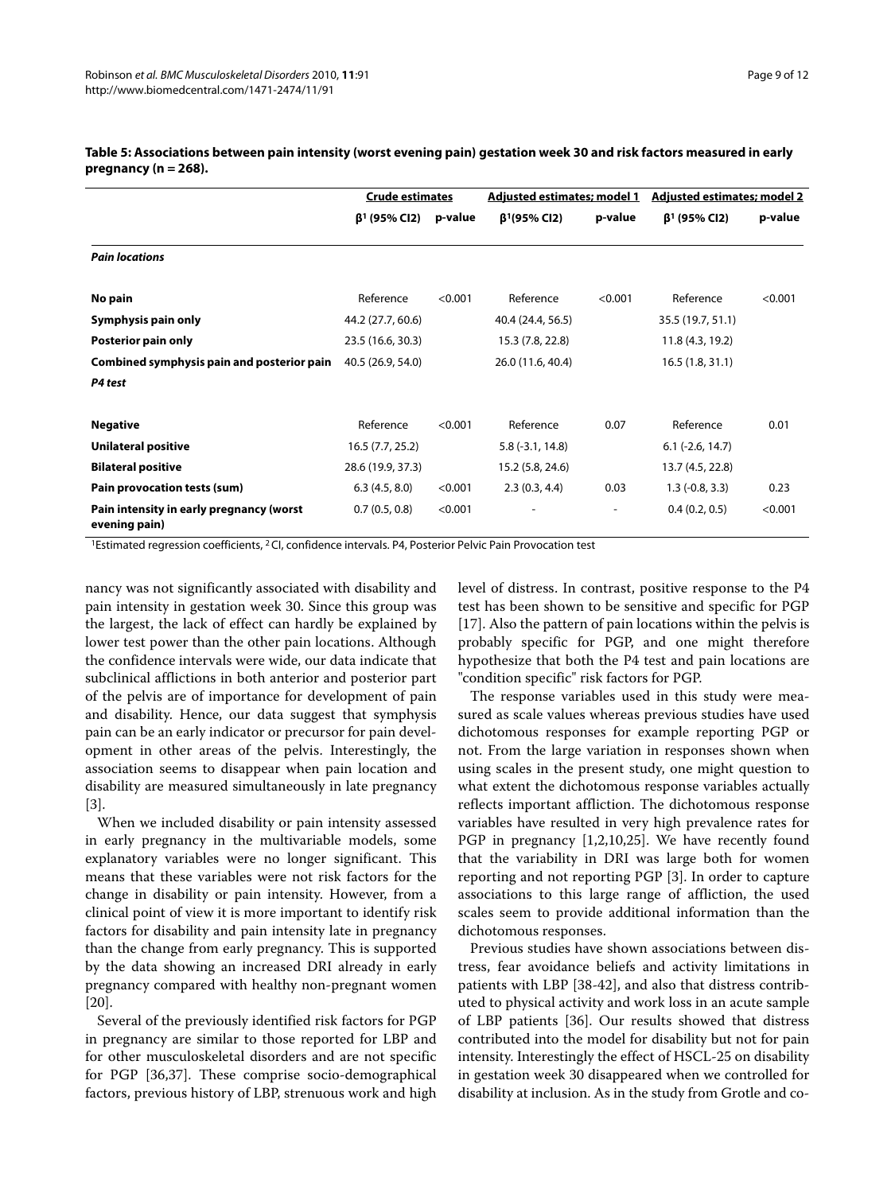**Table 5: Associations between pain intensity (worst evening pain) gestation week 30 and risk factors measured in early pregnancy (n = 268).**

| | Crude estimates | | Adjusted estimates; model 1 | | Adjusted estimates; model 2 | |
|---|---|---|---|---|---|---|
| | β[1] (95% CI2) | p-value | β[1](95% CI2) | p-value | β[1] (95% CI2) | p-value |
| ***Pain locations*** | | | | | | |
| **No pain** | Reference | <0.001 | Reference | <0.001 | Reference | <0.001 |
| **Symphysis pain only** | 44.2 (27.7, 60.6) | | 40.4 (24.4, 56.5) | | 35.5 (19.7, 51.1) | |
| **Posterior pain only** | 23.5 (16.6, 30.3) | | 15.3 (7.8, 22.8) | | 11.8 (4.3, 19.2) | |
| **Combined symphysis pain and posterior pain** | 40.5 (26.9, 54.0) | | 26.0 (11.6, 40.4) | | 16.5 (1.8, 31.1) | |
| ***P4 test*** | | | | | | |
| **Negative** | Reference | <0.001 | Reference | 0.07 | Reference | 0.01 |
| **Unilateral positive** | 16.5 (7.7, 25.2) | | 5.8 (-3.1, 14.8) | | 6.1 (-2.6, 14.7) | |
| **Bilateral positive** | 28.6 (19.9, 37.3) | | 15.2 (5.8, 24.6) | | 13.7 (4.5, 22.8) | |
| **Pain provocation tests (sum)** | 6.3 (4.5, 8.0) | <0.001 | 2.3 (0.3, 4.4) | 0.03 | 1.3 (-0.8, 3.3) | 0.23 |
| **Pain intensity in early pregnancy (worst evening pain)** | 0.7 (0.5, 0.8) | <0.001 | - | - | 0.4 (0.2, 0.5) | <0.001 |

[1]Estimated regression coefficients, [2] CI, confidence intervals. P4, Posterior Pelvic Pain Provocation test

nancy was not significantly associated with disability and pain intensity in gestation week 30. Since this group was the largest, the lack of effect can hardly be explained by lower test power than the other pain locations. Although the confidence intervals were wide, our data indicate that subclinical afflictions in both anterior and posterior part of the pelvis are of importance for development of pain and disability. Hence, our data suggest that symphysis pain can be an early indicator or precursor for pain development in other areas of the pelvis. Interestingly, the association seems to disappear when pain location and disability are measured simultaneously in late pregnancy [3].

When we included disability or pain intensity assessed in early pregnancy in the multivariable models, some explanatory variables were no longer significant. This means that these variables were not risk factors for the change in disability or pain intensity. However, from a clinical point of view it is more important to identify risk factors for disability and pain intensity late in pregnancy than the change from early pregnancy. This is supported by the data showing an increased DRI already in early pregnancy compared with healthy non-pregnant women [20].

Several of the previously identified risk factors for PGP in pregnancy are similar to those reported for LBP and for other musculoskeletal disorders and are not specific for PGP [36,37]. These comprise socio-demographical factors, previous history of LBP, strenuous work and high level of distress. In contrast, positive response to the P4 test has been shown to be sensitive and specific for PGP [17]. Also the pattern of pain locations within the pelvis is probably specific for PGP, and one might therefore hypothesize that both the P4 test and pain locations are "condition specific" risk factors for PGP.

The response variables used in this study were measured as scale values whereas previous studies have used dichotomous responses for example reporting PGP or not. From the large variation in responses shown when using scales in the present study, one might question to what extent the dichotomous response variables actually reflects important affliction. The dichotomous response variables have resulted in very high prevalence rates for PGP in pregnancy [1,2,10,25]. We have recently found that the variability in DRI was large both for women reporting and not reporting PGP [3]. In order to capture associations to this large range of affliction, the used scales seem to provide additional information than the dichotomous responses.

Previous studies have shown associations between distress, fear avoidance beliefs and activity limitations in patients with LBP [38-42], and also that distress contributed to physical activity and work loss in an acute sample of LBP patients [36]. Our results showed that distress contributed into the model for disability but not for pain intensity. Interestingly the effect of HSCL-25 on disability in gestation week 30 disappeared when we controlled for disability at inclusion. As in the study from Grotle and co-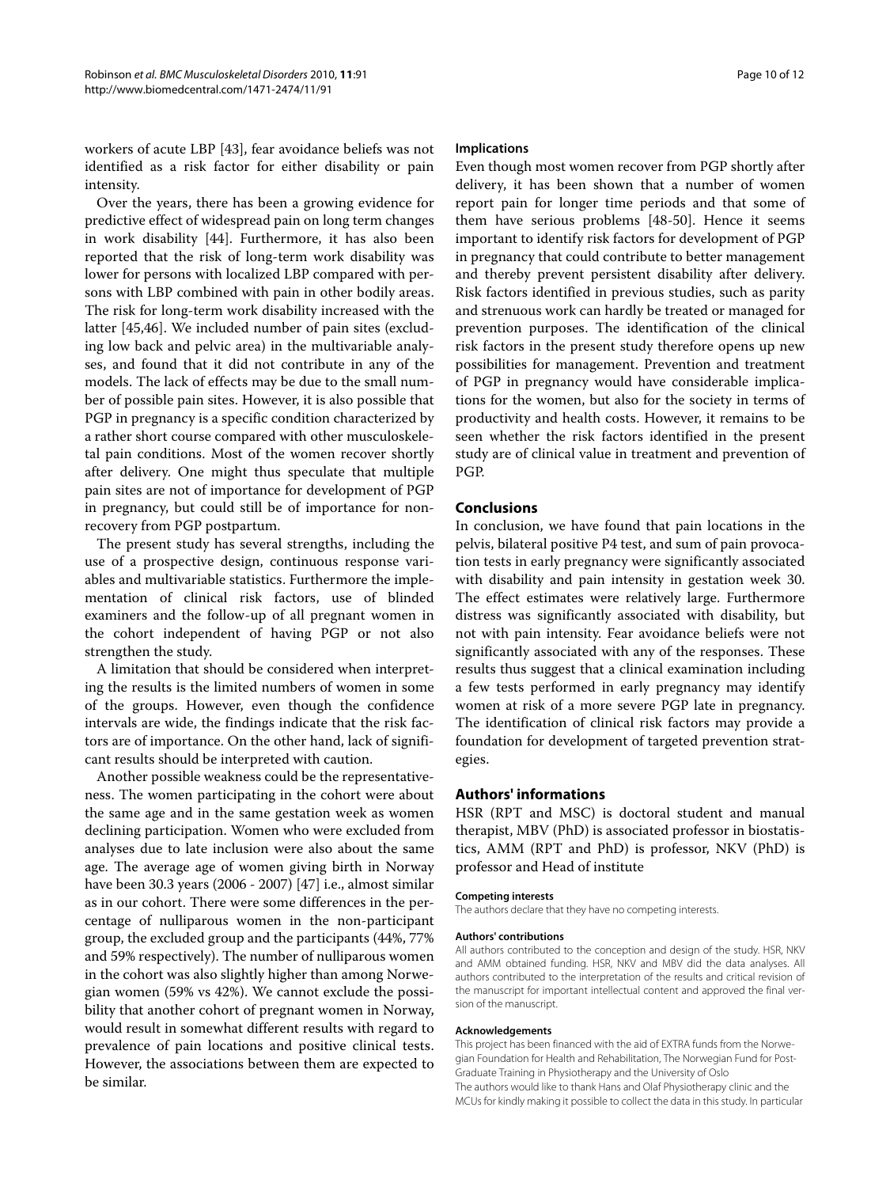workers of acute LBP [43], fear avoidance beliefs was not identified as a risk factor for either disability or pain intensity.

Over the years, there has been a growing evidence for predictive effect of widespread pain on long term changes in work disability [44]. Furthermore, it has also been reported that the risk of long-term work disability was lower for persons with localized LBP compared with persons with LBP combined with pain in other bodily areas. The risk for long-term work disability increased with the latter [45,46]. We included number of pain sites (excluding low back and pelvic area) in the multivariable analyses, and found that it did not contribute in any of the models. The lack of effects may be due to the small number of possible pain sites. However, it is also possible that PGP in pregnancy is a specific condition characterized by a rather short course compared with other musculoskeletal pain conditions. Most of the women recover shortly after delivery. One might thus speculate that multiple pain sites are not of importance for development of PGP in pregnancy, but could still be of importance for non-recovery from PGP postpartum.

The present study has several strengths, including the use of a prospective design, continuous response variables and multivariable statistics. Furthermore the implementation of clinical risk factors, use of blinded examiners and the follow-up of all pregnant women in the cohort independent of having PGP or not also strengthen the study.

A limitation that should be considered when interpreting the results is the limited numbers of women in some of the groups. However, even though the confidence intervals are wide, the findings indicate that the risk factors are of importance. On the other hand, lack of significant results should be interpreted with caution.

Another possible weakness could be the representativeness. The women participating in the cohort were about the same age and in the same gestation week as women declining participation. Women who were excluded from analyses due to late inclusion were also about the same age. The average age of women giving birth in Norway have been 30.3 years (2006 - 2007) [47] i.e., almost similar as in our cohort. There were some differences in the percentage of nulliparous women in the non-participant group, the excluded group and the participants (44%, 77% and 59% respectively). The number of nulliparous women in the cohort was also slightly higher than among Norwegian women (59% vs 42%). We cannot exclude the possibility that another cohort of pregnant women in Norway, would result in somewhat different results with regard to prevalence of pain locations and positive clinical tests. However, the associations between them are expected to be similar.

#### Implications

Even though most women recover from PGP shortly after delivery, it has been shown that a number of women report pain for longer time periods and that some of them have serious problems [48-50]. Hence it seems important to identify risk factors for development of PGP in pregnancy that could contribute to better management and thereby prevent persistent disability after delivery. Risk factors identified in previous studies, such as parity and strenuous work can hardly be treated or managed for prevention purposes. The identification of the clinical risk factors in the present study therefore opens up new possibilities for management. Prevention and treatment of PGP in pregnancy would have considerable implications for the women, but also for the society in terms of productivity and health costs. However, it remains to be seen whether the risk factors identified in the present study are of clinical value in treatment and prevention of PGP.

## Conclusions

In conclusion, we have found that pain locations in the pelvis, bilateral positive P4 test, and sum of pain provocation tests in early pregnancy were significantly associated with disability and pain intensity in gestation week 30. The effect estimates were relatively large. Furthermore distress was significantly associated with disability, but not with pain intensity. Fear avoidance beliefs were not significantly associated with any of the responses. These results thus suggest that a clinical examination including a few tests performed in early pregnancy may identify women at risk of a more severe PGP late in pregnancy. The identification of clinical risk factors may provide a foundation for development of targeted prevention strategies.

## Authors' informations

HSR (RPT and MSC) is doctoral student and manual therapist, MBV (PhD) is associated professor in biostatistics, AMM (RPT and PhD) is professor, NKV (PhD) is professor and Head of institute

#### Competing interests

The authors declare that they have no competing interests.

#### Authors' contributions

All authors contributed to the conception and design of the study. HSR, NKV and AMM obtained funding. HSR, NKV and MBV did the data analyses. All authors contributed to the interpretation of the results and critical revision of the manuscript for important intellectual content and approved the final version of the manuscript.

#### Acknowledgements

This project has been financed with the aid of EXTRA funds from the Norwegian Foundation for Health and Rehabilitation, The Norwegian Fund for Post-Graduate Training in Physiotherapy and the University of Oslo

The authors would like to thank Hans and Olaf Physiotherapy clinic and the MCUs for kindly making it possible to collect the data in this study. In particular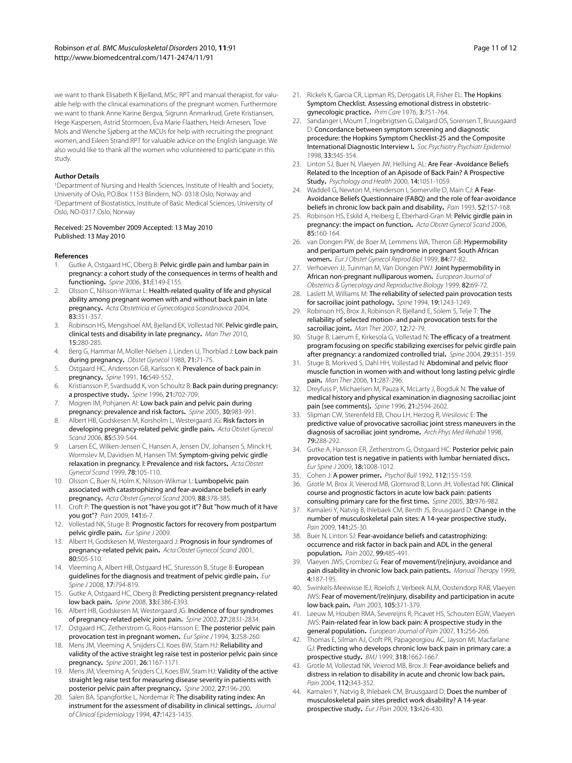we want to thank Elisabeth K Bjelland, MSc, RPT and manual therapist, for valuable help with the clinical examinations of the pregnant women. Furthermore we want to thank Anne Karine Bergva, Sigrunn Anmarkrud, Grete Kristiansen, Hege Kaspersen, Astrid Stormoen, Eva Marie Flaathen, Heidi Arnesen, Tove Mols and Wenche Sjøberg at the MCUs for help with recruiting the pregnant women, and Eileen Strand RPT for valuable advice on the English language. We also would like to thank all the women who volunteered to participate in this study.

#### Author Details

[1]Department of Nursing and Health Sciences, Institute of Health and Society, University of Oslo, P.O.Box 1153 Blindern, NO- 0318 Oslo, Norway and [2]Department of Biostatistics, Institute of Basic Medical Sciences, University of Oslo, NO-0317 Oslo, Norway

Received: 25 November 2009 Accepted: 13 May 2010
Published: 13 May 2010

#### References

1. Gutke A, Ostgaard HC, Oberg B: **Pelvic girdle pain and lumbar pain in pregnancy: a cohort study of the consequences in terms of health and functioning.** *Spine* 2006, **31:**E149-E155.
2. Olsson C, Nilsson-Wikmar L: **Health-related quality of life and physical ability among pregnant women with and without back pain in late pregnancy.** *Acta Obstetricia et Gynecologica Scandinavica* 2004, **83:**351-357.
3. Robinson HS, Mengshoel AM, Bjelland EK, Vollestad NK: **Pelvic girdle pain, clinical tests and disability in late pregnancy.** *Man Ther* 2010, **15:**280-285.
4. Berg G, Hammar M, Moller-Nielsen J, Linden U, Thorblad J: **Low back pain during pregnancy.** *Obstet Gynecol* 1988, **71:**71-75.
5. Ostgaard HC, Andersson GB, Karlsson K: **Prevalence of back pain in pregnancy.** *Spine* 1991, **16:**549-552.
6. Kristiansson P, Svardsudd K, von Schoultz B: **Back pain during pregnancy: a prospective study.** *Spine* 1996, **21:**702-709.
7. Mogren IM, Pohjanen AI: **Low back pain and pelvic pain during pregnancy: prevalence and risk factors.** *Spine* 2005, **30:**983-991.
8. Albert HB, Godskesen M, Korsholm L, Westergaard JG: **Risk factors in developing pregnancy-related pelvic girdle pain.** *Acta Obstet Gynecol Scand* 2006, **85:**539-544.
9. Larsen EC, Wilken-Jensen C, Hansen A, Jensen DV, Johansen S, Minck H, Wormslev M, Davidsen M, Hansen TM: **Symptom-giving pelvic girdle relaxation in pregnancy. I: Prevalence and risk factors.** *Acta Obstet Gynecol Scand* 1999, **78:**105-110.
10. Olsson C, Buer N, Holm K, Nilsson-Wikmar L: **Lumbopelvic pain associated with catastrophizing and fear-avoidance beliefs in early pregnancy.** *Acta Obstet Gynecol Scand* 2009, **88:**378-385.
11. Croft P: **The question is not "have you got it"? But "how much of it have you got"?** *Pain* 2009, **141:**6-7.
12. Vollestad NK, Stuge B: **Prognostic factors for recovery from postpartum pelvic girdle pain.** *Eur Spine J* 2009.
13. Albert H, Godskesen M, Westergaard J: **Prognosis in four syndromes of pregnancy-related pelvic pain.** *Acta Obstet Gynecol Scand* 2001, **80:**505-510.
14. Vleeming A, Albert HB, Ostgaard HC, Sturesson B, Stuge B: **European guidelines for the diagnosis and treatment of pelvic girdle pain.** *Eur Spine J* 2008, **17:**794-819.
15. Gutke A, Ostgaard HC, Oberg B: **Predicting persistent pregnancy-related low back pain.** *Spine* 2008, **33:**E386-E393.
16. Albert HB, Godskesen M, Westergaard JG: **Incidence of four syndromes of pregnancy-related pelvic joint pain.** *Spine* 2002, **27:**2831-2834.
17. Ostgaard HC, Zetherstrom G, Roos-Hansson E: **The posterior pelvic pain provocation test in pregnant women.** *Eur Spine J* 1994, **3:**258-260.
18. Mens JM, Vleeming A, Snijders CJ, Koes BW, Stam HJ: **Reliability and validity of the active straight leg raise test in posterior pelvic pain since pregnancy.** *Spine* 2001, **26:**1167-1171.
19. Mens JM, Vleeming A, Snijders CJ, Koes BW, Stam HJ: **Validity of the active straight leg raise test for measuring disease severity in patients with posterior pelvic pain after pregnancy.** *Spine* 2002, **27:**196-200.
20. Salen BA, Spangfortke L, Nordemar R: **The disability rating index: An instrument for the assessment of disability in clinical settings.** *Journal of Clinical Epidemiology* 1994, **47:**1423-1435.
21. Rickels K, Garcia CR, Lipman RS, Derogatis LR, Fisher EL: **The Hopkins Symptom Checklist. Assessing emotional distress in obstetric-gynecologic practice.** *Prim Care* 1976, **3:**751-764.
22. Sandanger I, Moum T, Ingebrigtsen G, Dalgard OS, Sorensen T, Bruusgaard D: **Concordance between symptom screening and diagnostic procedure: the Hopkins Symptom Checklist-25 and the Composite International Diagnostic Interview I.** *Soc Psychiatry Psychiatr Epidemiol* 1998, **33:**345-354.
23. Linton SJ, Buer N, Vlaeyen JW, Hellsing AL: **Are Fear -Avoidance Beliefs Related to the Inception of an Apisode of Back Pain? A Prospective Study.** *Psychology and Health* 2000, **14:**1051-1059.
24. Waddell G, Newton M, Henderson I, Somerville D, Main CJ: **A Fear-Avoidance Beliefs Questionnaire (FABQ) and the role of fear-avoidance beliefs in chronic low back pain and disability.** *Pain* 1993, **52:**157-168.
25. Robinson HS, Eskild A, Heiberg E, Eberhard-Gran M: **Pelvic girdle pain in pregnancy: the impact on function.** *Acta Obstet Gynecol Scand* 2006, **85:**160-164.
26. van Dongen PW, de Boer M, Lemmens WA, Theron GB: **Hypermobility and peripartum pelvic pain syndrome in pregnant South African women.** *Eur J Obstet Gynecol Reprod Biol* 1999, **84:**77-82.
27. Verhoeven JJ, Tuinman M, Van Dongen PWJ: **Joint hypermobility in African non-pregnant nulliparous women.** *European Journal of Obstetrics & Gynecology and Reproductive Biology* 1999, **82:**69-72.
28. Laslett M, Williams M: **The reliability of selected pain provocation tests for sacroiliac joint pathology.** *Spine* 1994, **19:**1243-1249.
29. Robinson HS, Brox JI, Robinson R, Bjelland E, Solem S, Telje T: **The reliability of selected motion- and pain provocation tests for the sacroiliac joint.** *Man Ther* 2007, **12:**72-79.
30. Stuge B, Laerum E, Kirkesola G, Vollestad N: **The efficacy of a treatment program focusing on specific stabilizing exercises for pelvic girdle pain after pregnancy: a randomized controlled trial.** *Spine* 2004, **29:**351-359.
31. Stuge B, Morkved S, Dahl HH, Vollestad N: **Abdominal and pelvic floor muscle function in women with and without long lasting pelvic girdle pain.** *Man Ther* 2006, **11:**287-296.
32. Dreyfuss P, Michaelsen M, Pauza K, McLarty J, Bogduk N: **The value of medical history and physical examination in diagnosing sacroiliac joint pain [see comments].** *Spine* 1996, **21:**2594-2602.
33. Slipman CW, Sterenfeld EB, Chou LH, Herzog R, Vresilovic E: **The predictive value of provocative sacroiliac joint stress maneuvers in the diagnosis of sacroiliac joint syndrome.** *Arch Phys Med Rehabil* 1998, **79:**288-292.
34. Gutke A, Hansson ER, Zetherstrom G, Ostgaard HC: **Posterior pelvic pain provocation test is negative in patients with lumbar herniated discs.** *Eur Spine J* 2009, **18:**1008-1012.
35. Cohen J: **A power primer.** *Psychol Bull* 1992, **112:**155-159.
36. Grotle M, Brox JI, Veierod MB, Glomsrod B, Lonn JH, Vollestad NK: **Clinical course and prognostic factors in acute low back pain: patients consulting primary care for the first time.** *Spine* 2005, **30:**976-982.
37. Kamaleri Y, Natvig B, Ihlebaek CM, Benth JS, Bruusgaard D: **Change in the number of musculoskeletal pain sites: A 14-year prospective study.** *Pain* 2009, **141:**25-30.
38. Buer N, Linton SJ: **Fear-avoidance beliefs and catastrophizing: occurrence and risk factor in back pain and ADL in the general population.** *Pain* 2002, **99:**485-491.
39. Vlaeyen JWS, Crombez G: **Fear of movement/(re)injury, avoidance and pain disability in chronic low back pain patients.** *Manual Therapy* 1999, **4:**187-195.
40. Swinkels-Meewisse IEJ, Roelofs J, Verbeek ALM, Oostendorp RAB, Vlaeyen JWS: **Fear of movement/(re)injury, disability and participation in acute low back pain.** *Pain* 2003, **105:**371-379.
41. Leeuw M, Houben RMA, Severeijns R, Picavet HS, Schouten EGW, Vlaeyen JWS: **Pain-related fear in low back pain: A prospective study in the general population.** *European Journal of Pain* 2007, **11:**256-266.
42. Thomas E, Silman AJ, Croft PR, Papageorgiou AC, Jayson MI, Macfarlane GJ: **Predicting who develops chronic low back pain in primary care: a prospective study.** *BMJ* 1999, **318:**1662-1667.
43. Grotle M, Vollestad NK, Veierod MB, Brox JI: **Fear-avoidance beliefs and distress in relation to disability in acute and chronic low back pain.** *Pain* 2004, **112:**343-352.
44. Kamaleri Y, Natvig B, Ihlebaek CM, Bruusgaard D: **Does the number of musculoskeletal pain sites predict work disability? A 14-year prospective study.** *Eur J Pain* 2009, **13:**426-430.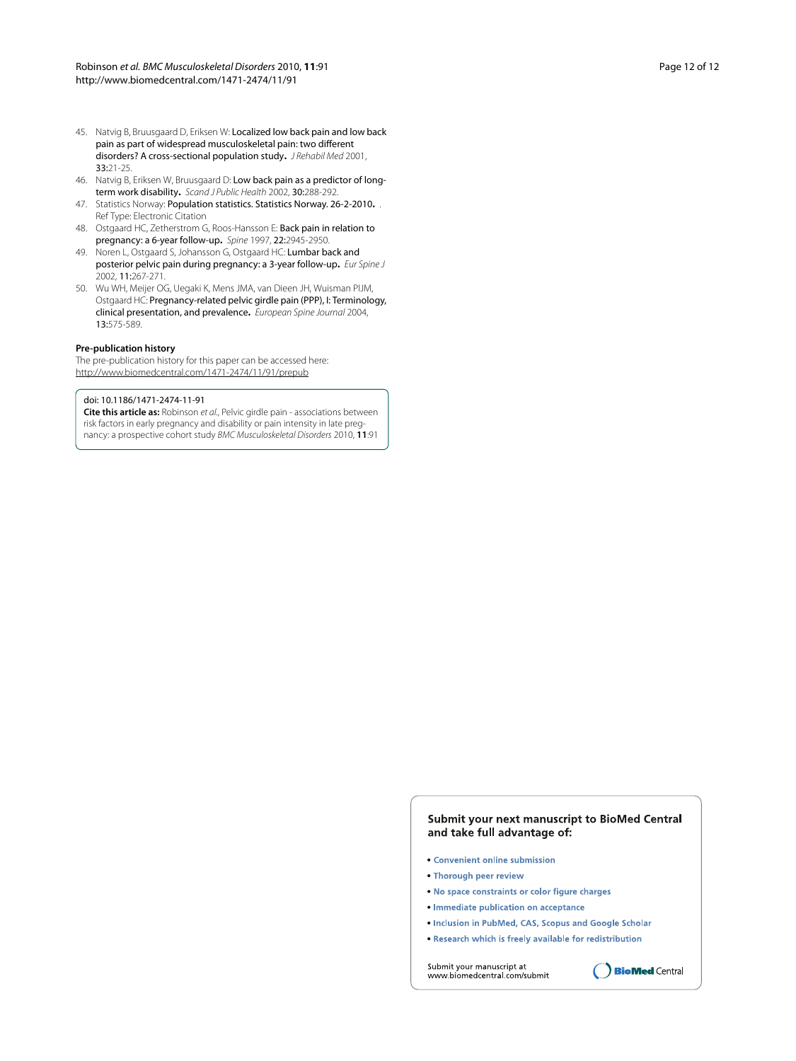45. Natvig B, Bruusgaard D, Eriksen W: **Localized low back pain and low back pain as part of widespread musculoskeletal pain: two different disorders? A cross-sectional population study.** *J Rehabil Med* 2001, **33**:21-25.
46. Natvig B, Eriksen W, Bruusgaard D: **Low back pain as a predictor of long-term work disability.** *Scand J Public Health* 2002, **30**:288-292.
47. Statistics Norway: **Population statistics. Statistics Norway. 26-2-2010.** . Ref Type: Electronic Citation
48. Ostgaard HC, Zetherstrom G, Roos-Hansson E: **Back pain in relation to pregnancy: a 6-year follow-up.** *Spine* 1997, **22**:2945-2950.
49. Noren L, Ostgaard S, Johansson G, Ostgaard HC: **Lumbar back and posterior pelvic pain during pregnancy: a 3-year follow-up.** *Eur Spine J* 2002, **11**:267-271.
50. Wu WH, Meijer OG, Uegaki K, Mens JMA, van Dieen JH, Wuisman PIJM, Ostgaard HC: **Pregnancy-related pelvic girdle pain (PPP), I: Terminology, clinical presentation, and prevalence.** *European Spine Journal* 2004, **13**:575-589.

**Pre-publication history**

The pre-publication history for this paper can be accessed here:
http://www.biomedcentral.com/1471-2474/11/91/prepub

doi: 10.1186/1471-2474-11-91

**Cite this article as:** Robinson *et al.*, Pelvic girdle pain - associations between risk factors in early pregnancy and disability or pain intensity in late pregnancy: a prospective cohort study *BMC Musculoskeletal Disorders* 2010, **11**:91

**Submit your next manuscript to BioMed Central and take full advantage of:**

- Convenient online submission
- Thorough peer review
- No space constraints or color figure charges
- Immediate publication on acceptance
- Inclusion in PubMed, CAS, Scopus and Google Scholar
- Research which is freely available for redistribution

Submit your manuscript at
www.biomedcentral.com/submit

BioMed Central